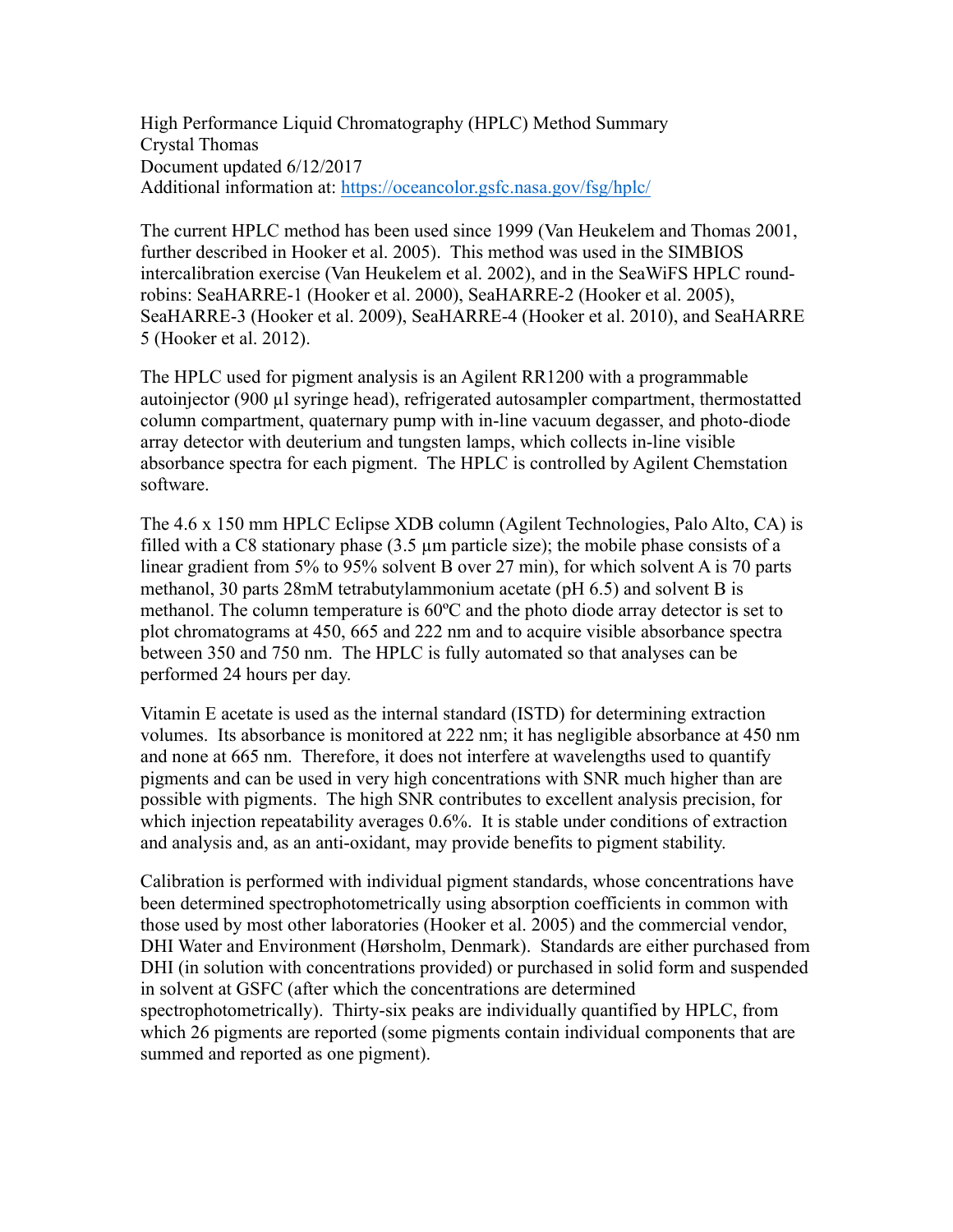High Performance Liquid Chromatography (HPLC) Method Summary
Crystal Thomas
Document updated 6/12/2017
Additional information at: https://oceancolor.gsfc.nasa.gov/fsg/hplc/

The current HPLC method has been used since 1999 (Van Heukelem and Thomas 2001, further described in Hooker et al. 2005). This method was used in the SIMBIOS intercalibration exercise (Van Heukelem et al. 2002), and in the SeaWiFS HPLC round-robins: SeaHARRE-1 (Hooker et al. 2000), SeaHARRE-2 (Hooker et al. 2005), SeaHARRE-3 (Hooker et al. 2009), SeaHARRE-4 (Hooker et al. 2010), and SeaHARRE 5 (Hooker et al. 2012).

The HPLC used for pigment analysis is an Agilent RR1200 with a programmable autoinjector (900 µl syringe head), refrigerated autosampler compartment, thermostatted column compartment, quaternary pump with in-line vacuum degasser, and photo-diode array detector with deuterium and tungsten lamps, which collects in-line visible absorbance spectra for each pigment. The HPLC is controlled by Agilent Chemstation software.

The 4.6 x 150 mm HPLC Eclipse XDB column (Agilent Technologies, Palo Alto, CA) is filled with a C8 stationary phase (3.5 µm particle size); the mobile phase consists of a linear gradient from 5% to 95% solvent B over 27 min), for which solvent A is 70 parts methanol, 30 parts 28mM tetrabutylammonium acetate (pH 6.5) and solvent B is methanol. The column temperature is 60ºC and the photo diode array detector is set to plot chromatograms at 450, 665 and 222 nm and to acquire visible absorbance spectra between 350 and 750 nm. The HPLC is fully automated so that analyses can be performed 24 hours per day.

Vitamin E acetate is used as the internal standard (ISTD) for determining extraction volumes. Its absorbance is monitored at 222 nm; it has negligible absorbance at 450 nm and none at 665 nm. Therefore, it does not interfere at wavelengths used to quantify pigments and can be used in very high concentrations with SNR much higher than are possible with pigments. The high SNR contributes to excellent analysis precision, for which injection repeatability averages 0.6%. It is stable under conditions of extraction and analysis and, as an anti-oxidant, may provide benefits to pigment stability.

Calibration is performed with individual pigment standards, whose concentrations have been determined spectrophotometrically using absorption coefficients in common with those used by most other laboratories (Hooker et al. 2005) and the commercial vendor, DHI Water and Environment (Hørsholm, Denmark). Standards are either purchased from DHI (in solution with concentrations provided) or purchased in solid form and suspended in solvent at GSFC (after which the concentrations are determined spectrophotometrically). Thirty-six peaks are individually quantified by HPLC, from which 26 pigments are reported (some pigments contain individual components that are summed and reported as one pigment).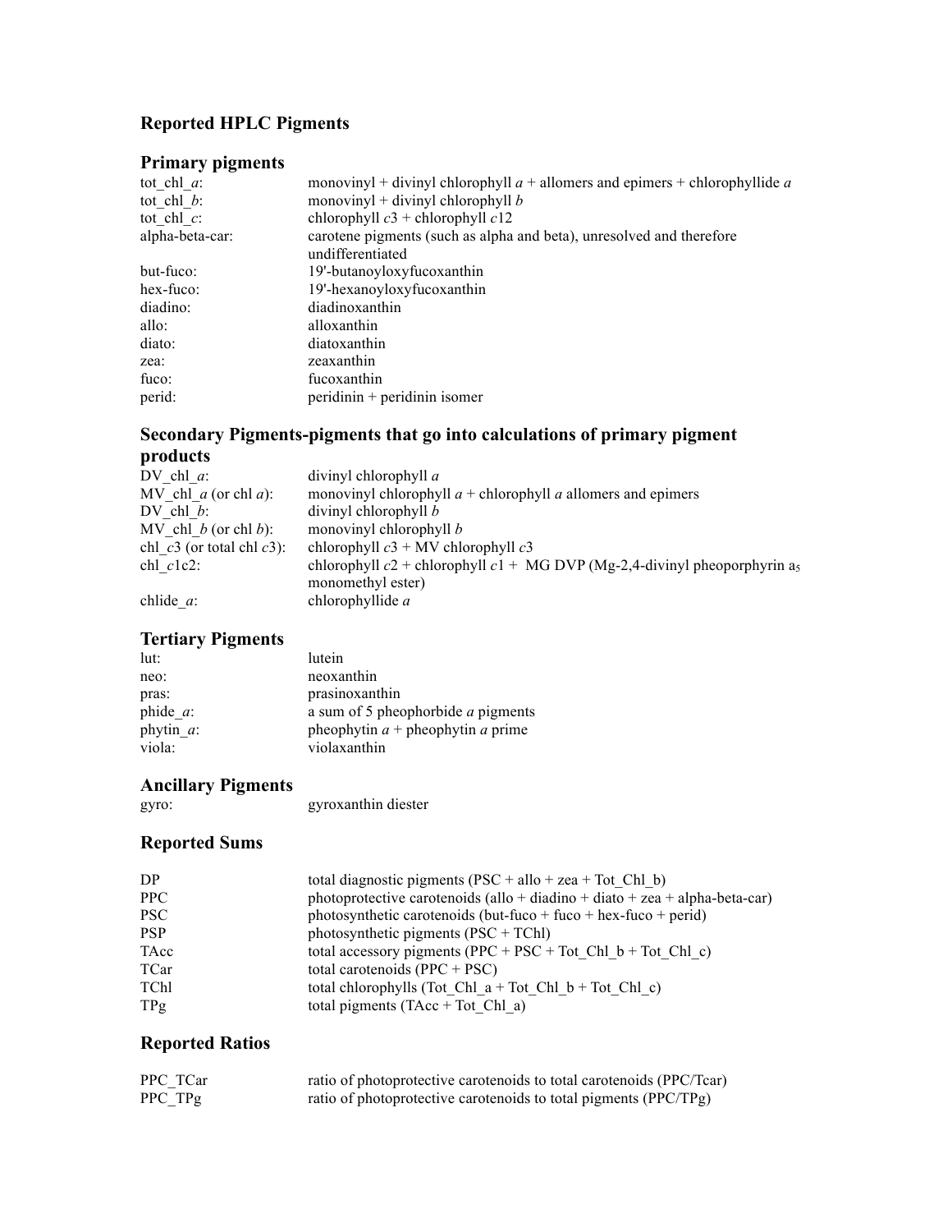## Reported HPLC Pigments

### Primary pigments

| | |
|---|---|
| tot_chl_*a*: | monovinyl + divinyl chlorophyll *a* + allomers and epimers + chlorophyllide *a* |
| tot_chl_*b*: | monovinyl + divinyl chlorophyll *b* |
| tot_chl_*c*: | chlorophyll *c*3 + chlorophyll *c*12 |
| alpha-beta-car: | carotene pigments (such as alpha and beta), unresolved and therefore undifferentiated |
| but-fuco: | 19'-butanoyloxyfucoxanthin |
| hex-fuco: | 19'-hexanoyloxyfucoxanthin |
| diadino: | diadinoxanthin |
| allo: | alloxanthin |
| diato: | diatoxanthin |
| zea: | zeaxanthin |
| fuco: | fucoxanthin |
| perid: | peridinin + peridinin isomer |

### Secondary Pigments-pigments that go into calculations of primary pigment products

| | |
|---|---|
| DV_chl_*a*: | divinyl chlorophyll *a* |
| MV_chl_*a* (or chl *a*): | monovinyl chlorophyll *a* + chlorophyll *a* allomers and epimers |
| DV_chl_*b*: | divinyl chlorophyll *b* |
| MV_chl_*b* (or chl *b*): | monovinyl chlorophyll *b* |
| chl_*c*3 (or total chl *c*3): | chlorophyll *c*3 + MV chlorophyll *c*3 |
| chl_*c*1c2: | chlorophyll *c*2 + chlorophyll *c*1 + MG DVP (Mg-2,4-divinyl pheoporphyrin $a_5$ monomethyl ester) |
| chlide_*a*: | chlorophyllide *a* |

### Tertiary Pigments

| | |
|---|---|
| lut: | lutein |
| neo: | neoxanthin |
| pras: | prasinoxanthin |
| phide_*a*: | a sum of 5 pheophorbide *a* pigments |
| phytin_*a*: | pheophytin *a* + pheophytin *a* prime |
| viola: | violaxanthin |

### Ancillary Pigments

| | |
|---|---|
| gyro: | gyroxanthin diester |

### Reported Sums

| | |
|---|---|
| DP | total diagnostic pigments (PSC + allo + zea + Tot_Chl_b) |
| PPC | photoprotective carotenoids (allo + diadino + diato + zea + alpha-beta-car) |
| PSC | photosynthetic carotenoids (but-fuco + fuco + hex-fuco + perid) |
| PSP | photosynthetic pigments (PSC + TChl) |
| TAcc | total accessory pigments (PPC + PSC + Tot_Chl_b + Tot_Chl_c) |
| TCar | total carotenoids (PPC + PSC) |
| TChl | total chlorophylls (Tot_Chl_a + Tot_Chl_b + Tot_Chl_c) |
| TPg | total pigments (TAcc + Tot_Chl_a) |

### Reported Ratios

| | |
|---|---|
| PPC_TCar | ratio of photoprotective carotenoids to total carotenoids (PPC/Tcar) |
| PPC_TPg | ratio of photoprotective carotenoids to total pigments (PPC/TPg) |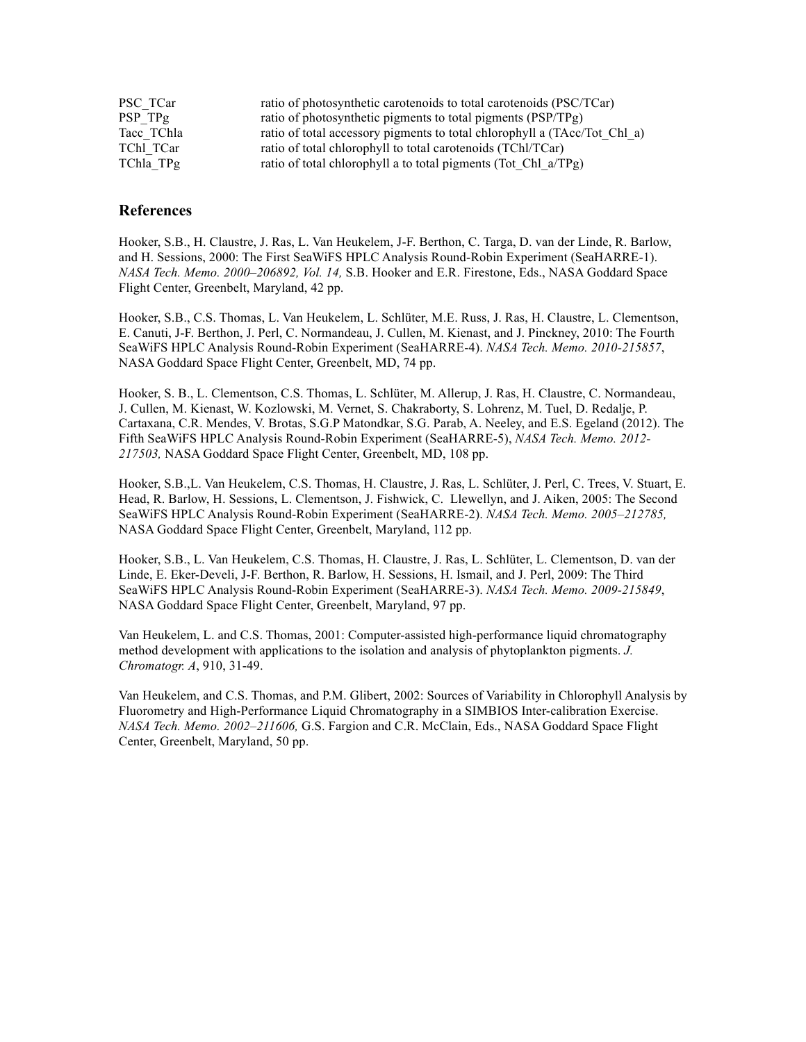| | |
|---|---|
| PSC_TCar | ratio of photosynthetic carotenoids to total carotenoids (PSC/TCar) |
| PSP_TPg | ratio of photosynthetic pigments to total pigments (PSP/TPg) |
| Tacc_TChla | ratio of total accessory pigments to total chlorophyll a (TAcc/Tot_Chl_a) |
| TChl_TCar | ratio of total chlorophyll to total carotenoids (TChl/TCar) |
| TChla_TPg | ratio of total chlorophyll a to total pigments (Tot_Chl_a/TPg) |

## References

Hooker, S.B., H. Claustre, J. Ras, L. Van Heukelem, J-F. Berthon, C. Targa, D. van der Linde, R. Barlow, and H. Sessions, 2000: The First SeaWiFS HPLC Analysis Round-Robin Experiment (SeaHARRE-1). *NASA Tech. Memo. 2000–206892, Vol. 14,* S.B. Hooker and E.R. Firestone, Eds., NASA Goddard Space Flight Center, Greenbelt, Maryland, 42 pp.

Hooker, S.B., C.S. Thomas, L. Van Heukelem, L. Schlüter, M.E. Russ, J. Ras, H. Claustre, L. Clementson, E. Canuti, J-F. Berthon, J. Perl, C. Normandeau, J. Cullen, M. Kienast, and J. Pinckney, 2010: The Fourth SeaWiFS HPLC Analysis Round-Robin Experiment (SeaHARRE-4). *NASA Tech. Memo. 2010-215857*, NASA Goddard Space Flight Center, Greenbelt, MD, 74 pp.

Hooker, S. B., L. Clementson, C.S. Thomas, L. Schlüter, M. Allerup, J. Ras, H. Claustre, C. Normandeau, J. Cullen, M. Kienast, W. Kozlowski, M. Vernet, S. Chakraborty, S. Lohrenz, M. Tuel, D. Redalje, P. Cartaxana, C.R. Mendes, V. Brotas, S.G.P Matondkar, S.G. Parab, A. Neeley, and E.S. Egeland (2012). The Fifth SeaWiFS HPLC Analysis Round-Robin Experiment (SeaHARRE-5), *NASA Tech. Memo. 2012-217503,* NASA Goddard Space Flight Center, Greenbelt, MD, 108 pp.

Hooker, S.B.,L. Van Heukelem, C.S. Thomas, H. Claustre, J. Ras, L. Schlüter, J. Perl, C. Trees, V. Stuart, E. Head, R. Barlow, H. Sessions, L. Clementson, J. Fishwick, C. Llewellyn, and J. Aiken, 2005: The Second SeaWiFS HPLC Analysis Round-Robin Experiment (SeaHARRE-2). *NASA Tech. Memo. 2005–212785,* NASA Goddard Space Flight Center, Greenbelt, Maryland, 112 pp.

Hooker, S.B., L. Van Heukelem, C.S. Thomas, H. Claustre, J. Ras, L. Schlüter, L. Clementson, D. van der Linde, E. Eker-Develi, J-F. Berthon, R. Barlow, H. Sessions, H. Ismail, and J. Perl, 2009: The Third SeaWiFS HPLC Analysis Round-Robin Experiment (SeaHARRE-3). *NASA Tech. Memo. 2009-215849*, NASA Goddard Space Flight Center, Greenbelt, Maryland, 97 pp.

Van Heukelem, L. and C.S. Thomas, 2001: Computer-assisted high-performance liquid chromatography method development with applications to the isolation and analysis of phytoplankton pigments. *J. Chromatogr. A*, 910, 31-49.

Van Heukelem, and C.S. Thomas, and P.M. Glibert, 2002: Sources of Variability in Chlorophyll Analysis by Fluorometry and High-Performance Liquid Chromatography in a SIMBIOS Inter-calibration Exercise. *NASA Tech. Memo. 2002–211606,* G.S. Fargion and C.R. McClain, Eds., NASA Goddard Space Flight Center, Greenbelt, Maryland, 50 pp.